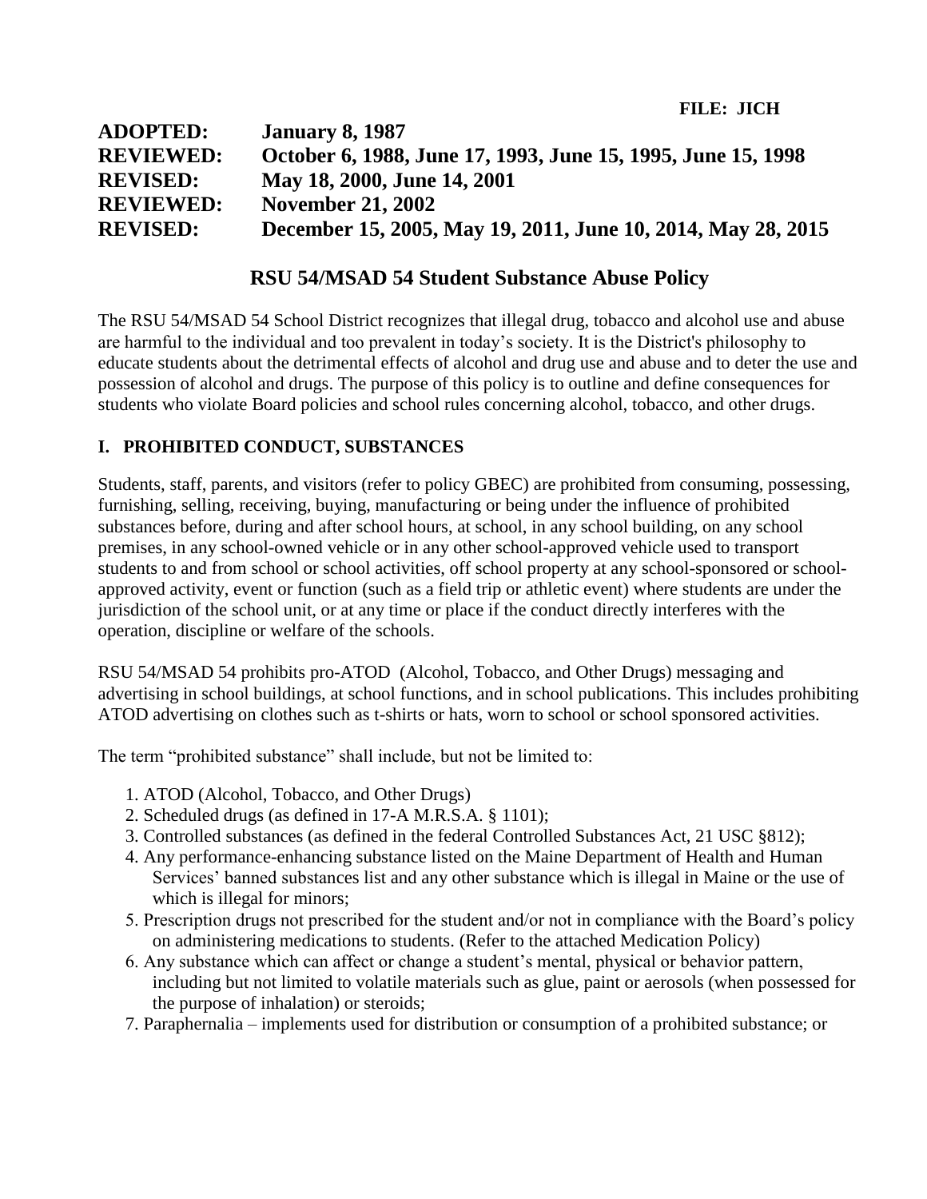**FILE: JICH**

**ADOPTED:** January 8, 1987
**REVIEWED:** October 6, 1988, June 17, 1993, June 15, 1995, June 15, 1998
**REVISED:** May 18, 2000, June 14, 2001
**REVIEWED:** November 21, 2002
**REVISED:** December 15, 2005, May 19, 2011, June 10, 2014, May 28, 2015

# RSU 54/MSAD 54 Student Substance Abuse Policy

The RSU 54/MSAD 54 School District recognizes that illegal drug, tobacco and alcohol use and abuse are harmful to the individual and too prevalent in today's society. It is the District's philosophy to educate students about the detrimental effects of alcohol and drug use and abuse and to deter the use and possession of alcohol and drugs. The purpose of this policy is to outline and define consequences for students who violate Board policies and school rules concerning alcohol, tobacco, and other drugs.

## I. PROHIBITED CONDUCT, SUBSTANCES

Students, staff, parents, and visitors (refer to policy GBEC) are prohibited from consuming, possessing, furnishing, selling, receiving, buying, manufacturing or being under the influence of prohibited substances before, during and after school hours, at school, in any school building, on any school premises, in any school-owned vehicle or in any other school-approved vehicle used to transport students to and from school or school activities, off school property at any school-sponsored or school-approved activity, event or function (such as a field trip or athletic event) where students are under the jurisdiction of the school unit, or at any time or place if the conduct directly interferes with the operation, discipline or welfare of the schools.

RSU 54/MSAD 54 prohibits pro-ATOD (Alcohol, Tobacco, and Other Drugs) messaging and advertising in school buildings, at school functions, and in school publications. This includes prohibiting ATOD advertising on clothes such as t-shirts or hats, worn to school or school sponsored activities.

The term "prohibited substance" shall include, but not be limited to:

1. ATOD (Alcohol, Tobacco, and Other Drugs)
2. Scheduled drugs (as defined in 17-A M.R.S.A. § 1101);
3. Controlled substances (as defined in the federal Controlled Substances Act, 21 USC §812);
4. Any performance-enhancing substance listed on the Maine Department of Health and Human Services' banned substances list and any other substance which is illegal in Maine or the use of which is illegal for minors;
5. Prescription drugs not prescribed for the student and/or not in compliance with the Board's policy on administering medications to students. (Refer to the attached Medication Policy)
6. Any substance which can affect or change a student's mental, physical or behavior pattern, including but not limited to volatile materials such as glue, paint or aerosols (when possessed for the purpose of inhalation) or steroids;
7. Paraphernalia – implements used for distribution or consumption of a prohibited substance; or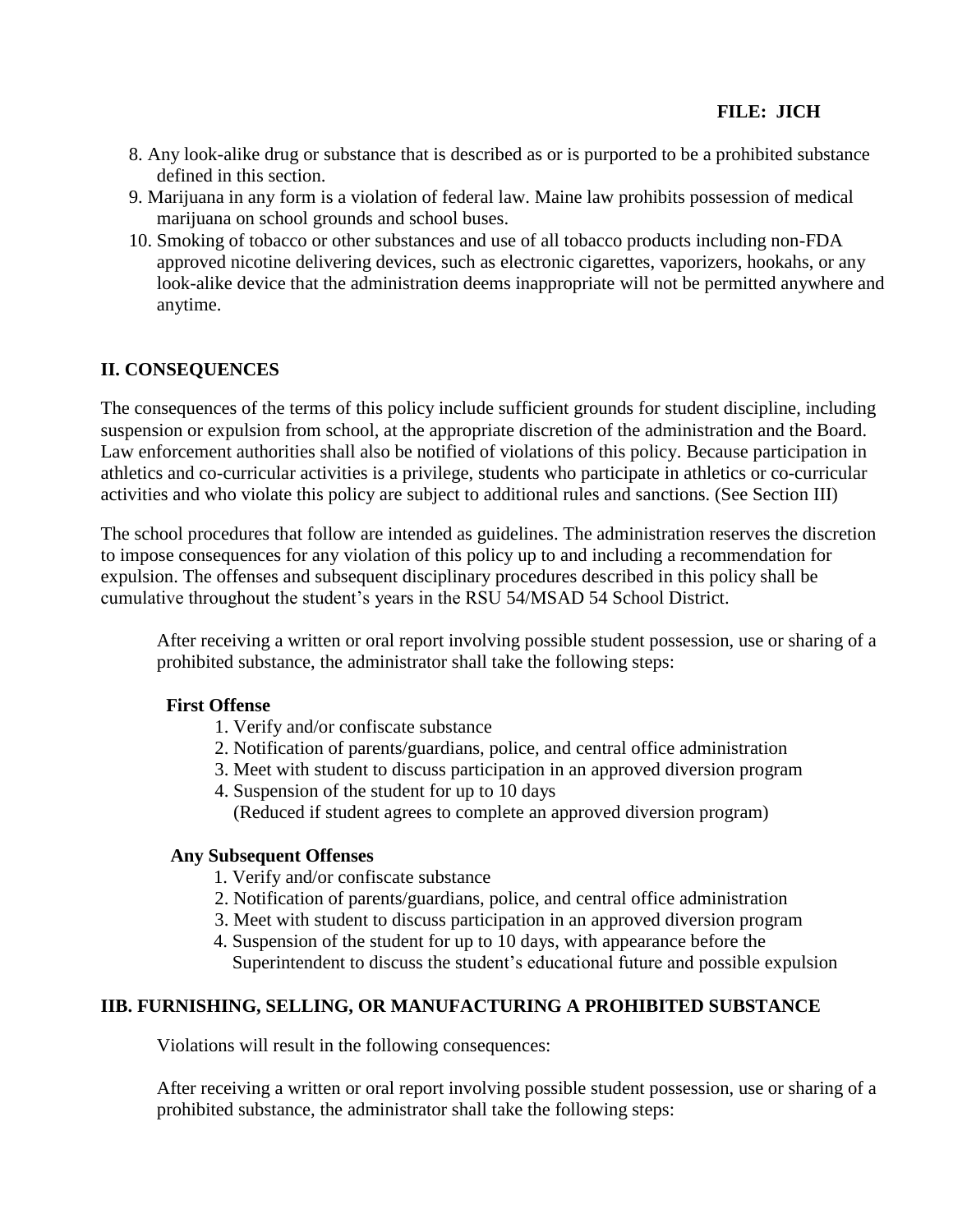8. Any look-alike drug or substance that is described as or is purported to be a prohibited substance defined in this section.
9. Marijuana in any form is a violation of federal law. Maine law prohibits possession of medical marijuana on school grounds and school buses.
10. Smoking of tobacco or other substances and use of all tobacco products including non-FDA approved nicotine delivering devices, such as electronic cigarettes, vaporizers, hookahs, or any look-alike device that the administration deems inappropriate will not be permitted anywhere and anytime.

## II. CONSEQUENCES

The consequences of the terms of this policy include sufficient grounds for student discipline, including suspension or expulsion from school, at the appropriate discretion of the administration and the Board. Law enforcement authorities shall also be notified of violations of this policy. Because participation in athletics and co-curricular activities is a privilege, students who participate in athletics or co-curricular activities and who violate this policy are subject to additional rules and sanctions. (See Section III)

The school procedures that follow are intended as guidelines. The administration reserves the discretion to impose consequences for any violation of this policy up to and including a recommendation for expulsion. The offenses and subsequent disciplinary procedures described in this policy shall be cumulative throughout the student's years in the RSU 54/MSAD 54 School District.

After receiving a written or oral report involving possible student possession, use or sharing of a prohibited substance, the administrator shall take the following steps:

**First Offense**

1. Verify and/or confiscate substance
2. Notification of parents/guardians, police, and central office administration
3. Meet with student to discuss participation in an approved diversion program
4. Suspension of the student for up to 10 days
   (Reduced if student agrees to complete an approved diversion program)

**Any Subsequent Offenses**

1. Verify and/or confiscate substance
2. Notification of parents/guardians, police, and central office administration
3. Meet with student to discuss participation in an approved diversion program
4. Suspension of the student for up to 10 days, with appearance before the Superintendent to discuss the student's educational future and possible expulsion

## IIB. FURNISHING, SELLING, OR MANUFACTURING A PROHIBITED SUBSTANCE

Violations will result in the following consequences:

After receiving a written or oral report involving possible student possession, use or sharing of a prohibited substance, the administrator shall take the following steps: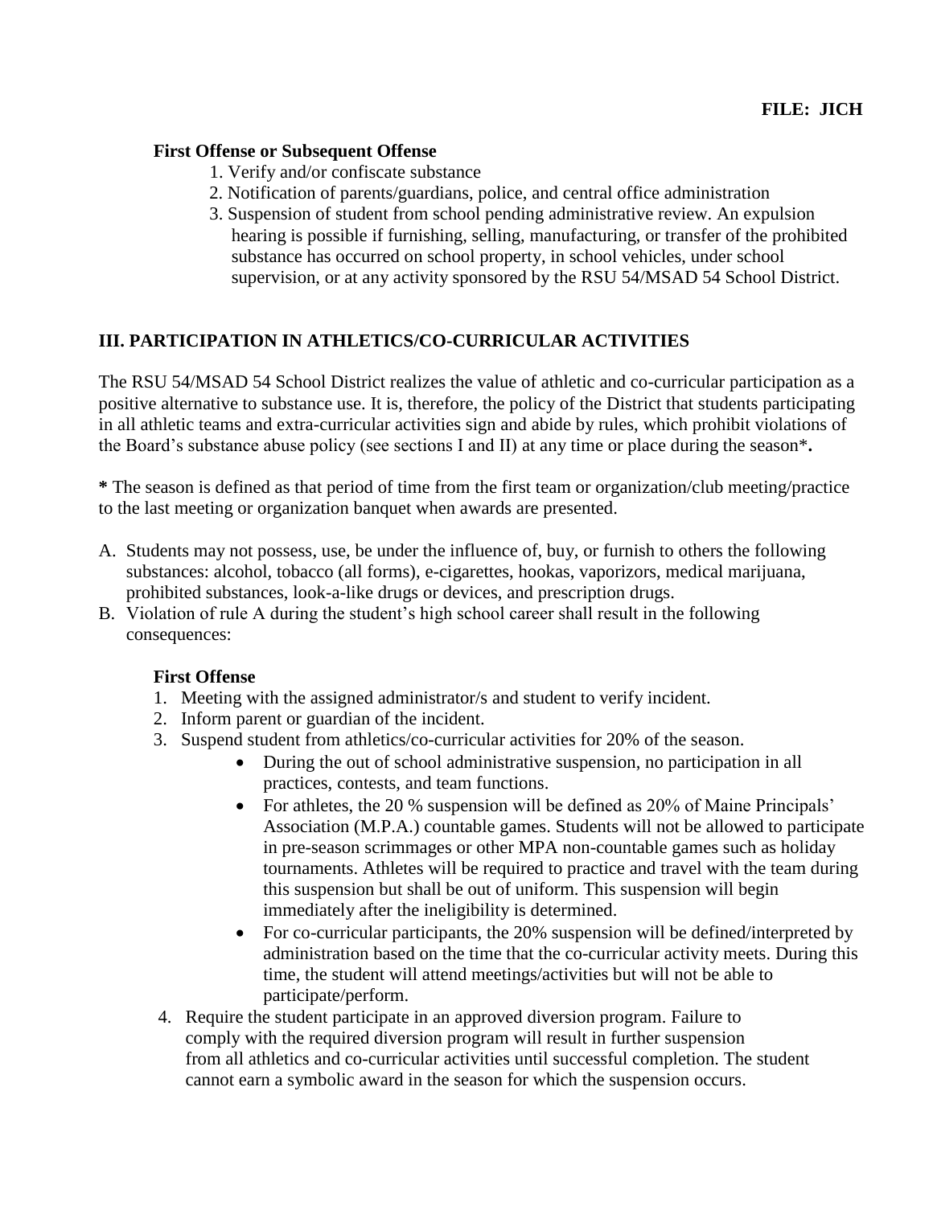**First Offense or Subsequent Offense**

1. Verify and/or confiscate substance
2. Notification of parents/guardians, police, and central office administration
3. Suspension of student from school pending administrative review. An expulsion hearing is possible if furnishing, selling, manufacturing, or transfer of the prohibited substance has occurred on school property, in school vehicles, under school supervision, or at any activity sponsored by the RSU 54/MSAD 54 School District.

## III. PARTICIPATION IN ATHLETICS/CO-CURRICULAR ACTIVITIES

The RSU 54/MSAD 54 School District realizes the value of athletic and co-curricular participation as a positive alternative to substance use. It is, therefore, the policy of the District that students participating in all athletic teams and extra-curricular activities sign and abide by rules, which prohibit violations of the Board's substance abuse policy (see sections I and II) at any time or place during the season***.**

**\*** The season is defined as that period of time from the first team or organization/club meeting/practice to the last meeting or organization banquet when awards are presented.

A. Students may not possess, use, be under the influence of, buy, or furnish to others the following substances: alcohol, tobacco (all forms), e-cigarettes, hookas, vaporizors, medical marijuana, prohibited substances, look-a-like drugs or devices, and prescription drugs.
B. Violation of rule A during the student's high school career shall result in the following consequences:

**First Offense**

1. Meeting with the assigned administrator/s and student to verify incident.
2. Inform parent or guardian of the incident.
3. Suspend student from athletics/co-curricular activities for 20% of the season.
    - During the out of school administrative suspension, no participation in all practices, contests, and team functions.
    - For athletes, the 20 % suspension will be defined as 20% of Maine Principals' Association (M.P.A.) countable games. Students will not be allowed to participate in pre-season scrimmages or other MPA non-countable games such as holiday tournaments. Athletes will be required to practice and travel with the team during this suspension but shall be out of uniform. This suspension will begin immediately after the ineligibility is determined.
    - For co-curricular participants, the 20% suspension will be defined/interpreted by administration based on the time that the co-curricular activity meets. During this time, the student will attend meetings/activities but will not be able to participate/perform.
4. Require the student participate in an approved diversion program. Failure to comply with the required diversion program will result in further suspension from all athletics and co-curricular activities until successful completion. The student cannot earn a symbolic award in the season for which the suspension occurs.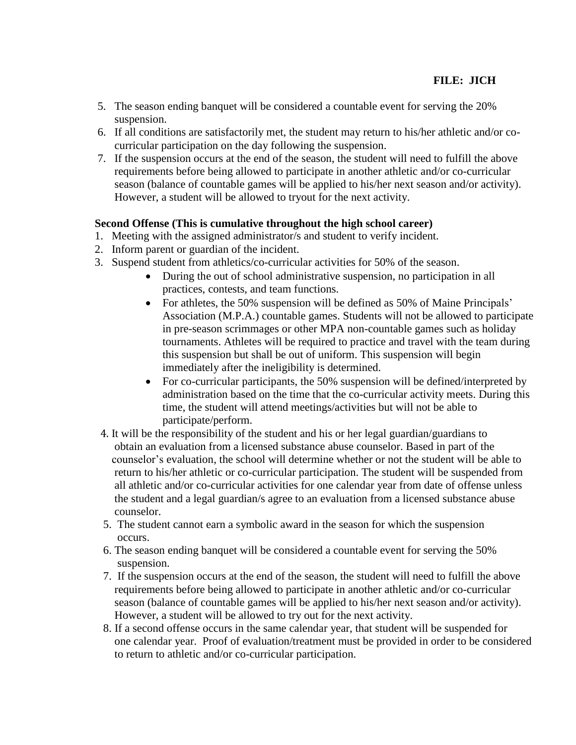**FILE: JICH**

5. The season ending banquet will be considered a countable event for serving the 20% suspension.
6. If all conditions are satisfactorily met, the student may return to his/her athletic and/or co-curricular participation on the day following the suspension.
7. If the suspension occurs at the end of the season, the student will need to fulfill the above requirements before being allowed to participate in another athletic and/or co-curricular season (balance of countable games will be applied to his/her next season and/or activity). However, a student will be allowed to tryout for the next activity.

**Second Offense (This is cumulative throughout the high school career)**

1. Meeting with the assigned administrator/s and student to verify incident.
2. Inform parent or guardian of the incident.
3. Suspend student from athletics/co-curricular activities for 50% of the season.
   - During the out of school administrative suspension, no participation in all practices, contests, and team functions.
   - For athletes, the 50% suspension will be defined as 50% of Maine Principals' Association (M.P.A.) countable games. Students will not be allowed to participate in pre-season scrimmages or other MPA non-countable games such as holiday tournaments. Athletes will be required to practice and travel with the team during this suspension but shall be out of uniform. This suspension will begin immediately after the ineligibility is determined.
   - For co-curricular participants, the 50% suspension will be defined/interpreted by administration based on the time that the co-curricular activity meets. During this time, the student will attend meetings/activities but will not be able to participate/perform.
4. It will be the responsibility of the student and his or her legal guardian/guardians to obtain an evaluation from a licensed substance abuse counselor. Based in part of the counselor's evaluation, the school will determine whether or not the student will be able to return to his/her athletic or co-curricular participation. The student will be suspended from all athletic and/or co-curricular activities for one calendar year from date of offense unless the student and a legal guardian/s agree to an evaluation from a licensed substance abuse counselor.
5. The student cannot earn a symbolic award in the season for which the suspension occurs.
6. The season ending banquet will be considered a countable event for serving the 50% suspension.
7. If the suspension occurs at the end of the season, the student will need to fulfill the above requirements before being allowed to participate in another athletic and/or co-curricular season (balance of countable games will be applied to his/her next season and/or activity). However, a student will be allowed to try out for the next activity.
8. If a second offense occurs in the same calendar year, that student will be suspended for one calendar year. Proof of evaluation/treatment must be provided in order to be considered to return to athletic and/or co-curricular participation.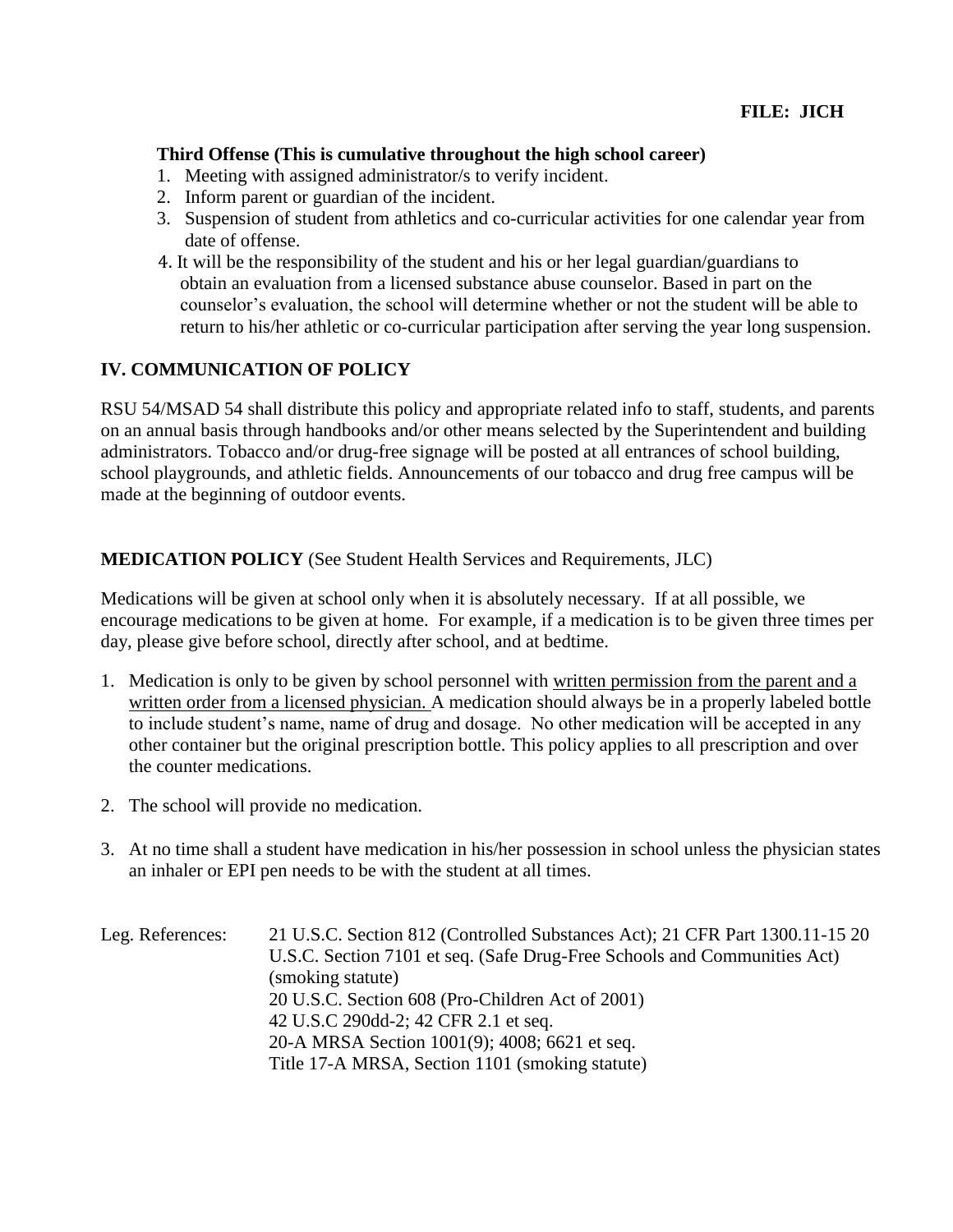FILE: JICH

**Third Offense (This is cumulative throughout the high school career)**

1. Meeting with assigned administrator/s to verify incident.
2. Inform parent or guardian of the incident.
3. Suspension of student from athletics and co-curricular activities for one calendar year from date of offense.
4. It will be the responsibility of the student and his or her legal guardian/guardians to obtain an evaluation from a licensed substance abuse counselor. Based in part on the counselor's evaluation, the school will determine whether or not the student will be able to return to his/her athletic or co-curricular participation after serving the year long suspension.

## IV. COMMUNICATION OF POLICY

RSU 54/MSAD 54 shall distribute this policy and appropriate related info to staff, students, and parents on an annual basis through handbooks and/or other means selected by the Superintendent and building administrators. Tobacco and/or drug-free signage will be posted at all entrances of school building, school playgrounds, and athletic fields. Announcements of our tobacco and drug free campus will be made at the beginning of outdoor events.

**MEDICATION POLICY** (See Student Health Services and Requirements, JLC)

Medications will be given at school only when it is absolutely necessary. If at all possible, we encourage medications to be given at home. For example, if a medication is to be given three times per day, please give before school, directly after school, and at bedtime.

1. Medication is only to be given by school personnel with written permission from the parent and a written order from a licensed physician. A medication should always be in a properly labeled bottle to include student's name, name of drug and dosage. No other medication will be accepted in any other container but the original prescription bottle. This policy applies to all prescription and over the counter medications.

2. The school will provide no medication.

3. At no time shall a student have medication in his/her possession in school unless the physician states an inhaler or EPI pen needs to be with the student at all times.

Leg. References: 21 U.S.C. Section 812 (Controlled Substances Act); 21 CFR Part 1300.11-15 20 U.S.C. Section 7101 et seq. (Safe Drug-Free Schools and Communities Act) (smoking statute)
20 U.S.C. Section 608 (Pro-Children Act of 2001)
42 U.S.C 290dd-2; 42 CFR 2.1 et seq.
20-A MRSA Section 1001(9); 4008; 6621 et seq.
Title 17-A MRSA, Section 1101 (smoking statute)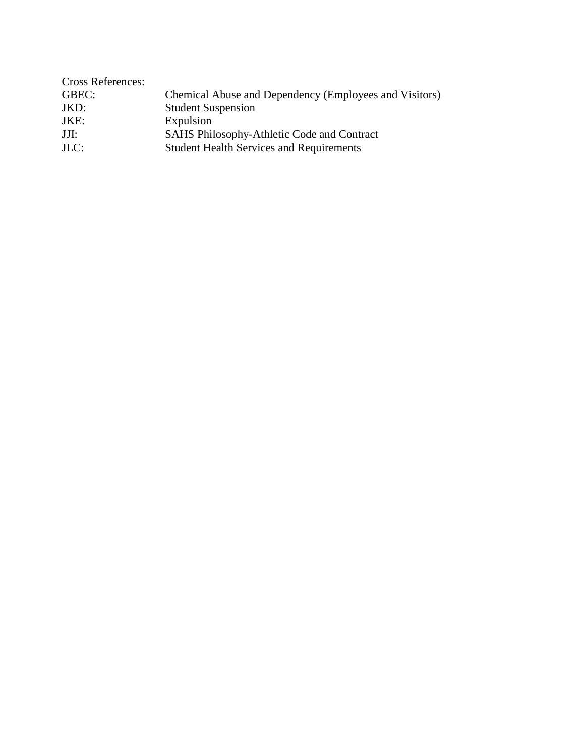Cross References:

| | |
|---|---|
| GBEC: | Chemical Abuse and Dependency (Employees and Visitors) |
| JKD: | Student Suspension |
| JKE: | Expulsion |
| JJI: | SAHS Philosophy-Athletic Code and Contract |
| JLC: | Student Health Services and Requirements |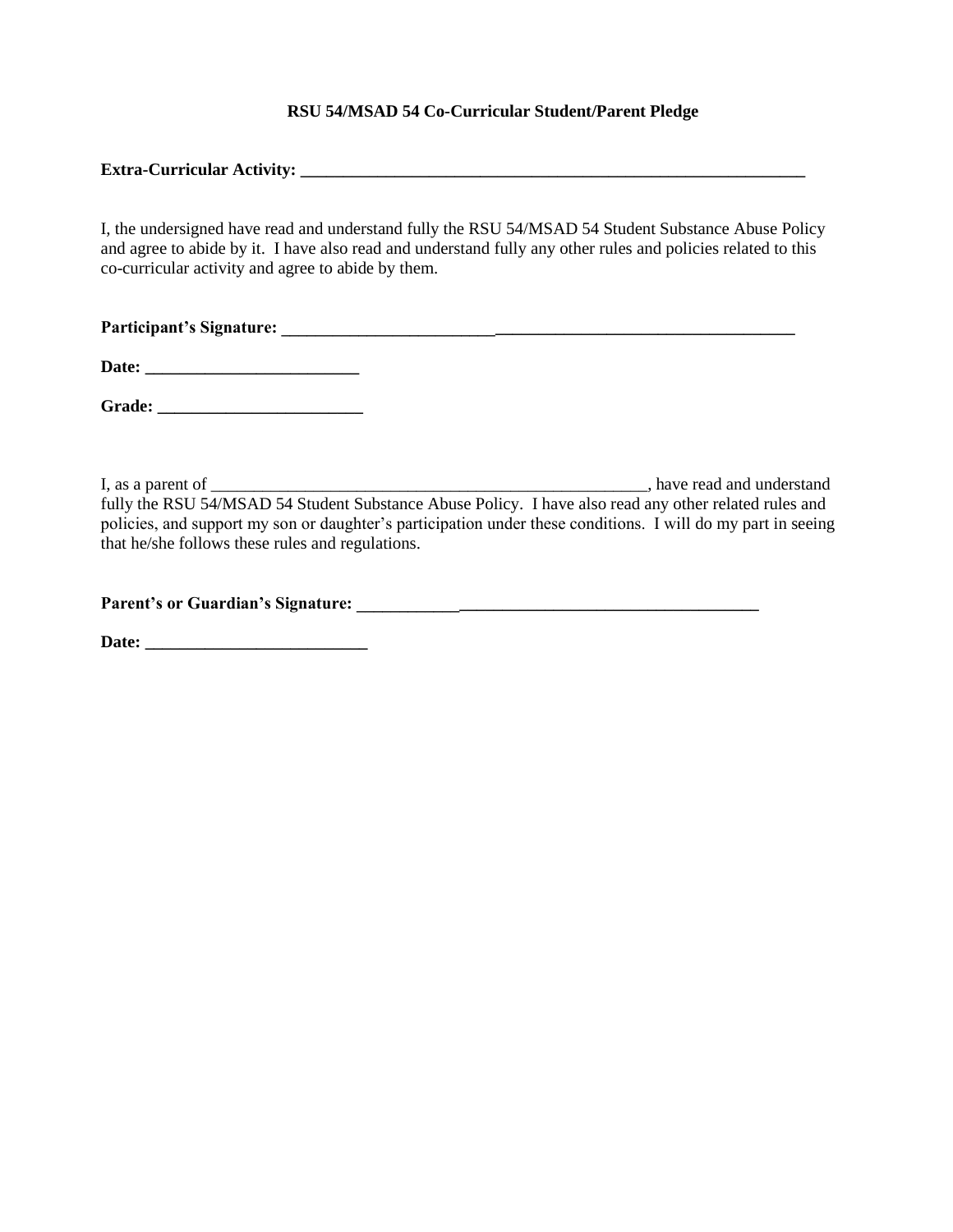**RSU 54/MSAD 54 Co-Curricular Student/Parent Pledge**

**Extra-Curricular Activity: ______________________________________________________________**

I, the undersigned have read and understand fully the RSU 54/MSAD 54 Student Substance Abuse Policy and agree to abide by it. I have also read and understand fully any other rules and policies related to this co-curricular activity and agree to abide by them.

**Participant's Signature: _____________________________________________________________**

**Date: _________________________**

**Grade: ________________________**

I, as a parent of ____________________________________________________, have read and understand fully the RSU 54/MSAD 54 Student Substance Abuse Policy. I have also read any other related rules and policies, and support my son or daughter's participation under these conditions. I will do my part in seeing that he/she follows these rules and regulations.

**Parent's or Guardian's Signature: ________________________________________________**

**Date: __________________________**